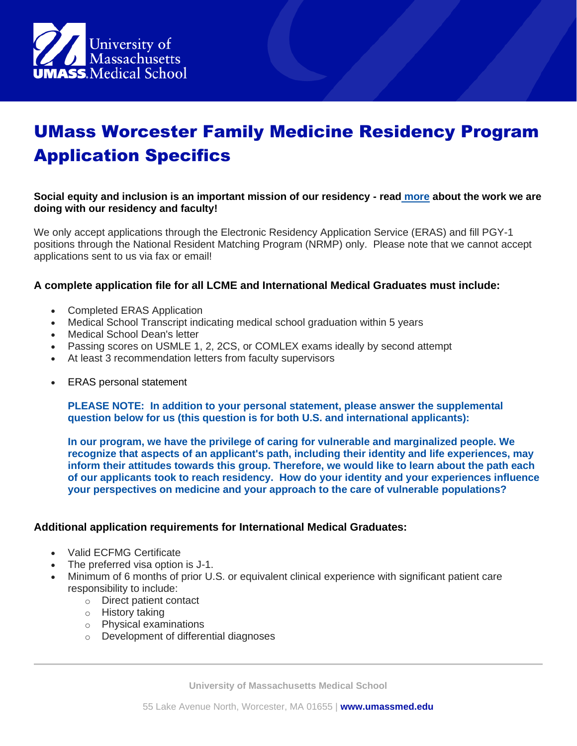# UMass Worcester Family Medicine Residency Program Application Specifics

**Social equity and inclusion is an important mission of our residency - read more about the work we are doing with our residency and faculty!**

We only accept applications through the Electronic Residency Application Service (ERAS) and fill PGY-1 positions through the National Resident Matching Program (NRMP) only. Please note that we cannot accept applications sent to us via fax or email!

**A complete application file for all LCME and International Medical Graduates must include:**

- Completed ERAS Application
- Medical School Transcript indicating medical school graduation within 5 years
- Medical School Dean's letter
- Passing scores on USMLE 1, 2, 2CS, or COMLEX exams ideally by second attempt
- At least 3 recommendation letters from faculty supervisors
- ERAS personal statement

  **PLEASE NOTE: In addition to your personal statement, please answer the supplemental question below for us (this question is for both U.S. and international applicants):**

  **In our program, we have the privilege of caring for vulnerable and marginalized people. We recognize that aspects of an applicant's path, including their identity and life experiences, may inform their attitudes towards this group. Therefore, we would like to learn about the path each of our applicants took to reach residency. How do your identity and your experiences influence your perspectives on medicine and your approach to the care of vulnerable populations?**

**Additional application requirements for International Medical Graduates:**

- Valid ECFMG Certificate
- The preferred visa option is J-1.
- Minimum of 6 months of prior U.S. or equivalent clinical experience with significant patient care responsibility to include:
  - Direct patient contact
  - History taking
  - Physical examinations
  - Development of differential diagnoses

University of Massachusetts Medical School

55 Lake Avenue North, Worcester, MA 01655 | **www.umassmed.edu**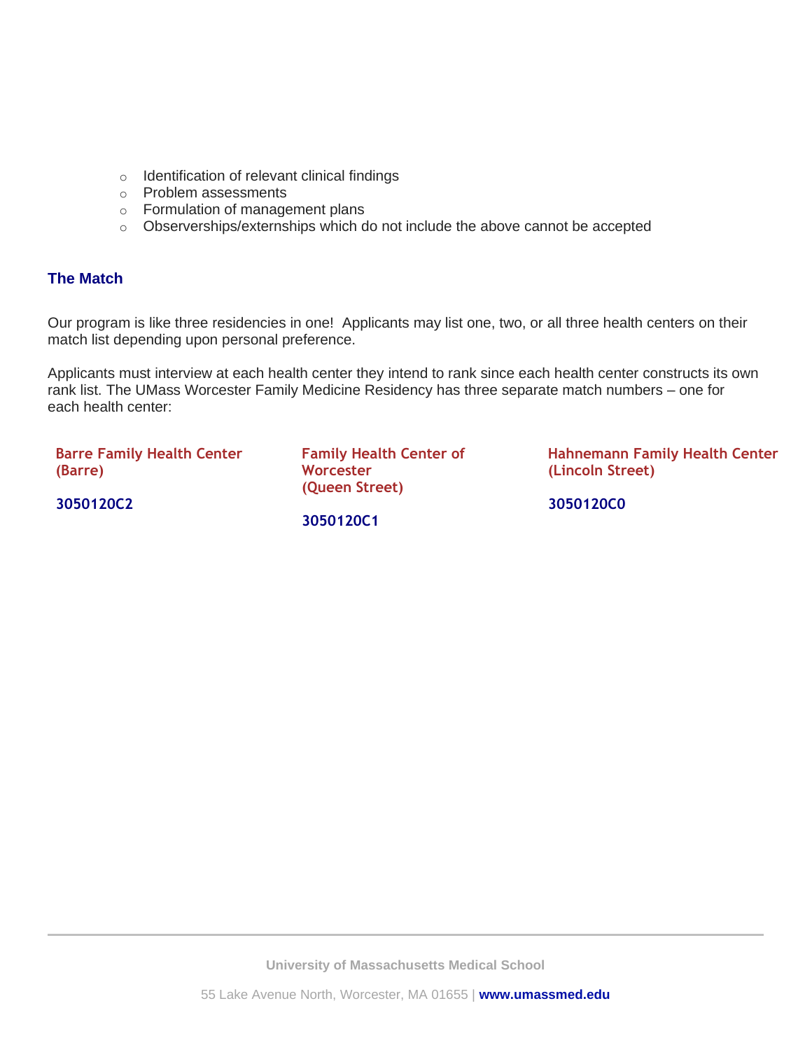- Identification of relevant clinical findings
- Problem assessments
- Formulation of management plans
- Observerships/externships which do not include the above cannot be accepted

## The Match

Our program is like three residencies in one! Applicants may list one, two, or all three health centers on their match list depending upon personal preference.

Applicants must interview at each health center they intend to rank since each health center constructs its own rank list. The UMass Worcester Family Medicine Residency has three separate match numbers – one for each health center:

**Barre Family Health Center (Barre)**

**3050120C2**

**Family Health Center of Worcester (Queen Street)**

**3050120C1**

**Hahnemann Family Health Center (Lincoln Street)**

**3050120C0**

University of Massachusetts Medical School

55 Lake Avenue North, Worcester, MA 01655 | **www.umassmed.edu**